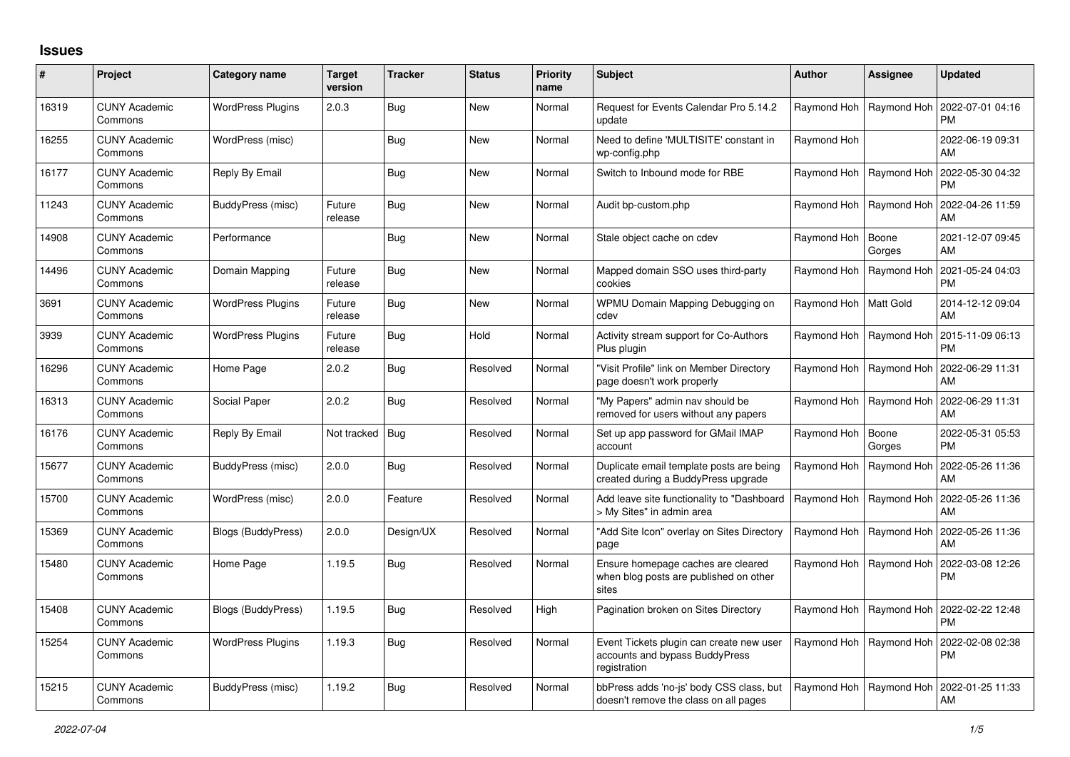# Issues

| # | Project | Category name | Target version | Tracker | Status | Priority name | Subject | Author | Assignee | Updated |
|---|---|---|---|---|---|---|---|---|---|---|
| 16319 | CUNY Academic Commons | WordPress Plugins | 2.0.3 | Bug | New | Normal | Request for Events Calendar Pro 5.14.2 update | Raymond Hoh | Raymond Hoh | 2022-07-01 04:16 PM |
| 16255 | CUNY Academic Commons | WordPress (misc) | | Bug | New | Normal | Need to define 'MULTISITE' constant in wp-config.php | Raymond Hoh | | 2022-06-19 09:31 AM |
| 16177 | CUNY Academic Commons | Reply By Email | | Bug | New | Normal | Switch to Inbound mode for RBE | Raymond Hoh | Raymond Hoh | 2022-05-30 04:32 PM |
| 11243 | CUNY Academic Commons | BuddyPress (misc) | Future release | Bug | New | Normal | Audit bp-custom.php | Raymond Hoh | Raymond Hoh | 2022-04-26 11:59 AM |
| 14908 | CUNY Academic Commons | Performance | | Bug | New | Normal | Stale object cache on cdev | Raymond Hoh | Boone Gorges | 2021-12-07 09:45 AM |
| 14496 | CUNY Academic Commons | Domain Mapping | Future release | Bug | New | Normal | Mapped domain SSO uses third-party cookies | Raymond Hoh | Raymond Hoh | 2021-05-24 04:03 PM |
| 3691 | CUNY Academic Commons | WordPress Plugins | Future release | Bug | New | Normal | WPMU Domain Mapping Debugging on cdev | Raymond Hoh | Matt Gold | 2014-12-12 09:04 AM |
| 3939 | CUNY Academic Commons | WordPress Plugins | Future release | Bug | Hold | Normal | Activity stream support for Co-Authors Plus plugin | Raymond Hoh | Raymond Hoh | 2015-11-09 06:13 PM |
| 16296 | CUNY Academic Commons | Home Page | 2.0.2 | Bug | Resolved | Normal | "Visit Profile" link on Member Directory page doesn't work properly | Raymond Hoh | Raymond Hoh | 2022-06-29 11:31 AM |
| 16313 | CUNY Academic Commons | Social Paper | 2.0.2 | Bug | Resolved | Normal | "My Papers" admin nav should be removed for users without any papers | Raymond Hoh | Raymond Hoh | 2022-06-29 11:31 AM |
| 16176 | CUNY Academic Commons | Reply By Email | Not tracked | Bug | Resolved | Normal | Set up app password for GMail IMAP account | Raymond Hoh | Boone Gorges | 2022-05-31 05:53 PM |
| 15677 | CUNY Academic Commons | BuddyPress (misc) | 2.0.0 | Bug | Resolved | Normal | Duplicate email template posts are being created during a BuddyPress upgrade | Raymond Hoh | Raymond Hoh | 2022-05-26 11:36 AM |
| 15700 | CUNY Academic Commons | WordPress (misc) | 2.0.0 | Feature | Resolved | Normal | Add leave site functionality to "Dashboard > My Sites" in admin area | Raymond Hoh | Raymond Hoh | 2022-05-26 11:36 AM |
| 15369 | CUNY Academic Commons | Blogs (BuddyPress) | 2.0.0 | Design/UX | Resolved | Normal | "Add Site Icon" overlay on Sites Directory page | Raymond Hoh | Raymond Hoh | 2022-05-26 11:36 AM |
| 15480 | CUNY Academic Commons | Home Page | 1.19.5 | Bug | Resolved | Normal | Ensure homepage caches are cleared when blog posts are published on other sites | Raymond Hoh | Raymond Hoh | 2022-03-08 12:26 PM |
| 15408 | CUNY Academic Commons | Blogs (BuddyPress) | 1.19.5 | Bug | Resolved | High | Pagination broken on Sites Directory | Raymond Hoh | Raymond Hoh | 2022-02-22 12:48 PM |
| 15254 | CUNY Academic Commons | WordPress Plugins | 1.19.3 | Bug | Resolved | Normal | Event Tickets plugin can create new user accounts and bypass BuddyPress registration | Raymond Hoh | Raymond Hoh | 2022-02-08 02:38 PM |
| 15215 | CUNY Academic Commons | BuddyPress (misc) | 1.19.2 | Bug | Resolved | Normal | bbPress adds 'no-js' body CSS class, but doesn't remove the class on all pages | Raymond Hoh | Raymond Hoh | 2022-01-25 11:33 AM |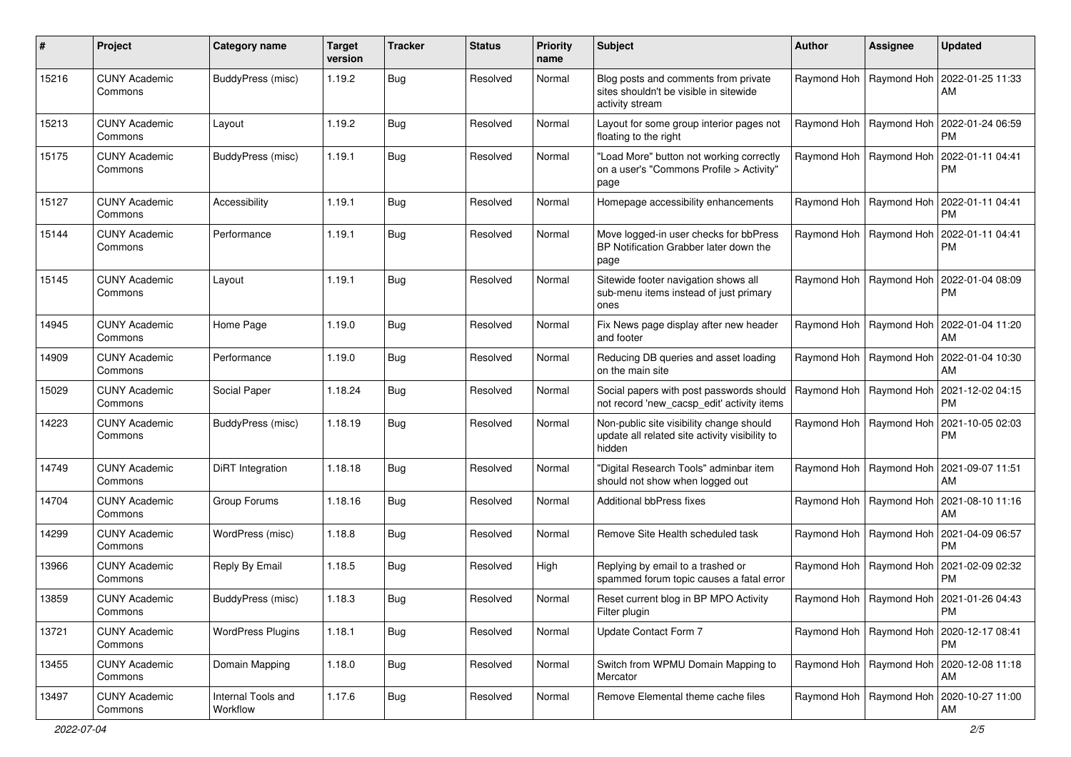| # | Project | Category name | Target version | Tracker | Status | Priority name | Subject | Author | Assignee | Updated |
|---|---|---|---|---|---|---|---|---|---|---|
| 15216 | CUNY Academic Commons | BuddyPress (misc) | 1.19.2 | Bug | Resolved | Normal | Blog posts and comments from private sites shouldn't be visible in sitewide activity stream | Raymond Hoh | Raymond Hoh | 2022-01-25 11:33 AM |
| 15213 | CUNY Academic Commons | Layout | 1.19.2 | Bug | Resolved | Normal | Layout for some group interior pages not floating to the right | Raymond Hoh | Raymond Hoh | 2022-01-24 06:59 PM |
| 15175 | CUNY Academic Commons | BuddyPress (misc) | 1.19.1 | Bug | Resolved | Normal | "Load More" button not working correctly on a user's "Commons Profile > Activity" page | Raymond Hoh | Raymond Hoh | 2022-01-11 04:41 PM |
| 15127 | CUNY Academic Commons | Accessibility | 1.19.1 | Bug | Resolved | Normal | Homepage accessibility enhancements | Raymond Hoh | Raymond Hoh | 2022-01-11 04:41 PM |
| 15144 | CUNY Academic Commons | Performance | 1.19.1 | Bug | Resolved | Normal | Move logged-in user checks for bbPress BP Notification Grabber later down the page | Raymond Hoh | Raymond Hoh | 2022-01-11 04:41 PM |
| 15145 | CUNY Academic Commons | Layout | 1.19.1 | Bug | Resolved | Normal | Sitewide footer navigation shows all sub-menu items instead of just primary ones | Raymond Hoh | Raymond Hoh | 2022-01-04 08:09 PM |
| 14945 | CUNY Academic Commons | Home Page | 1.19.0 | Bug | Resolved | Normal | Fix News page display after new header and footer | Raymond Hoh | Raymond Hoh | 2022-01-04 11:20 AM |
| 14909 | CUNY Academic Commons | Performance | 1.19.0 | Bug | Resolved | Normal | Reducing DB queries and asset loading on the main site | Raymond Hoh | Raymond Hoh | 2022-01-04 10:30 AM |
| 15029 | CUNY Academic Commons | Social Paper | 1.18.24 | Bug | Resolved | Normal | Social papers with post passwords should not record 'new_cacsp_edit' activity items | Raymond Hoh | Raymond Hoh | 2021-12-02 04:15 PM |
| 14223 | CUNY Academic Commons | BuddyPress (misc) | 1.18.19 | Bug | Resolved | Normal | Non-public site visibility change should update all related site activity visibility to hidden | Raymond Hoh | Raymond Hoh | 2021-10-05 02:03 PM |
| 14749 | CUNY Academic Commons | DiRT Integration | 1.18.18 | Bug | Resolved | Normal | "Digital Research Tools" adminbar item should not show when logged out | Raymond Hoh | Raymond Hoh | 2021-09-07 11:51 AM |
| 14704 | CUNY Academic Commons | Group Forums | 1.18.16 | Bug | Resolved | Normal | Additional bbPress fixes | Raymond Hoh | Raymond Hoh | 2021-08-10 11:16 AM |
| 14299 | CUNY Academic Commons | WordPress (misc) | 1.18.8 | Bug | Resolved | Normal | Remove Site Health scheduled task | Raymond Hoh | Raymond Hoh | 2021-04-09 06:57 PM |
| 13966 | CUNY Academic Commons | Reply By Email | 1.18.5 | Bug | Resolved | High | Replying by email to a trashed or spammed forum topic causes a fatal error | Raymond Hoh | Raymond Hoh | 2021-02-09 02:32 PM |
| 13859 | CUNY Academic Commons | BuddyPress (misc) | 1.18.3 | Bug | Resolved | Normal | Reset current blog in BP MPO Activity Filter plugin | Raymond Hoh | Raymond Hoh | 2021-01-26 04:43 PM |
| 13721 | CUNY Academic Commons | WordPress Plugins | 1.18.1 | Bug | Resolved | Normal | Update Contact Form 7 | Raymond Hoh | Raymond Hoh | 2020-12-17 08:41 PM |
| 13455 | CUNY Academic Commons | Domain Mapping | 1.18.0 | Bug | Resolved | Normal | Switch from WPMU Domain Mapping to Mercator | Raymond Hoh | Raymond Hoh | 2020-12-08 11:18 AM |
| 13497 | CUNY Academic Commons | Internal Tools and Workflow | 1.17.6 | Bug | Resolved | Normal | Remove Elemental theme cache files | Raymond Hoh | Raymond Hoh | 2020-10-27 11:00 AM |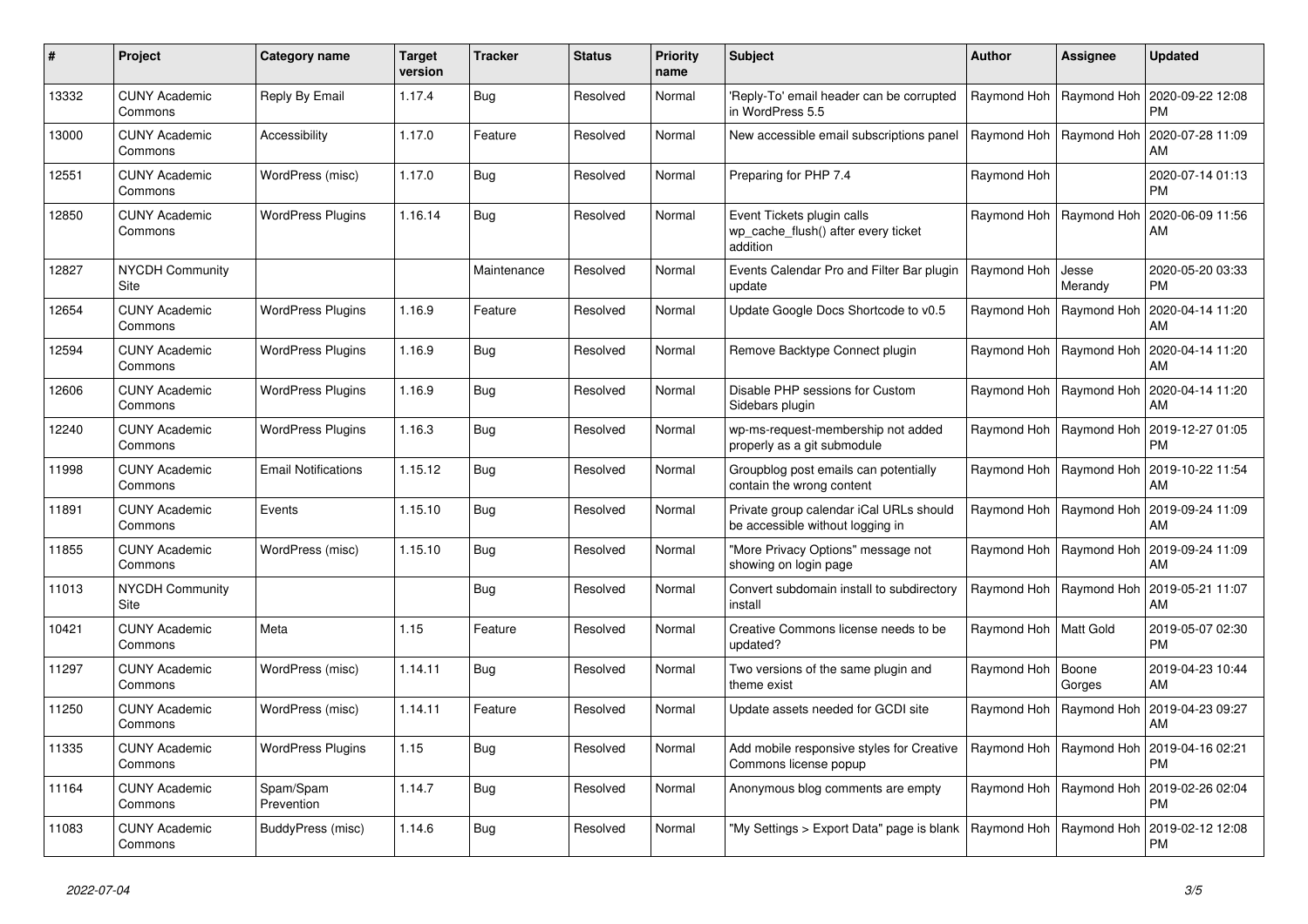| # | Project | Category name | Target version | Tracker | Status | Priority name | Subject | Author | Assignee | Updated |
|---|---|---|---|---|---|---|---|---|---|---|
| 13332 | CUNY Academic Commons | Reply By Email | 1.17.4 | Bug | Resolved | Normal | 'Reply-To' email header can be corrupted in WordPress 5.5 | Raymond Hoh | Raymond Hoh | 2020-09-22 12:08 PM |
| 13000 | CUNY Academic Commons | Accessibility | 1.17.0 | Feature | Resolved | Normal | New accessible email subscriptions panel | Raymond Hoh | Raymond Hoh | 2020-07-28 11:09 AM |
| 12551 | CUNY Academic Commons | WordPress (misc) | 1.17.0 | Bug | Resolved | Normal | Preparing for PHP 7.4 | Raymond Hoh | | 2020-07-14 01:13 PM |
| 12850 | CUNY Academic Commons | WordPress Plugins | 1.16.14 | Bug | Resolved | Normal | Event Tickets plugin calls wp_cache_flush() after every ticket addition | Raymond Hoh | Raymond Hoh | 2020-06-09 11:56 AM |
| 12827 | NYCDH Community Site | | | Maintenance | Resolved | Normal | Events Calendar Pro and Filter Bar plugin update | Raymond Hoh | Jesse Merandy | 2020-05-20 03:33 PM |
| 12654 | CUNY Academic Commons | WordPress Plugins | 1.16.9 | Feature | Resolved | Normal | Update Google Docs Shortcode to v0.5 | Raymond Hoh | Raymond Hoh | 2020-04-14 11:20 AM |
| 12594 | CUNY Academic Commons | WordPress Plugins | 1.16.9 | Bug | Resolved | Normal | Remove Backtype Connect plugin | Raymond Hoh | Raymond Hoh | 2020-04-14 11:20 AM |
| 12606 | CUNY Academic Commons | WordPress Plugins | 1.16.9 | Bug | Resolved | Normal | Disable PHP sessions for Custom Sidebars plugin | Raymond Hoh | Raymond Hoh | 2020-04-14 11:20 AM |
| 12240 | CUNY Academic Commons | WordPress Plugins | 1.16.3 | Bug | Resolved | Normal | wp-ms-request-membership not added properly as a git submodule | Raymond Hoh | Raymond Hoh | 2019-12-27 01:05 PM |
| 11998 | CUNY Academic Commons | Email Notifications | 1.15.12 | Bug | Resolved | Normal | Groupblog post emails can potentially contain the wrong content | Raymond Hoh | Raymond Hoh | 2019-10-22 11:54 AM |
| 11891 | CUNY Academic Commons | Events | 1.15.10 | Bug | Resolved | Normal | Private group calendar iCal URLs should be accessible without logging in | Raymond Hoh | Raymond Hoh | 2019-09-24 11:09 AM |
| 11855 | CUNY Academic Commons | WordPress (misc) | 1.15.10 | Bug | Resolved | Normal | "More Privacy Options" message not showing on login page | Raymond Hoh | Raymond Hoh | 2019-09-24 11:09 AM |
| 11013 | NYCDH Community Site | | | Bug | Resolved | Normal | Convert subdomain install to subdirectory install | Raymond Hoh | Raymond Hoh | 2019-05-21 11:07 AM |
| 10421 | CUNY Academic Commons | Meta | 1.15 | Feature | Resolved | Normal | Creative Commons license needs to be updated? | Raymond Hoh | Matt Gold | 2019-05-07 02:30 PM |
| 11297 | CUNY Academic Commons | WordPress (misc) | 1.14.11 | Bug | Resolved | Normal | Two versions of the same plugin and theme exist | Raymond Hoh | Boone Gorges | 2019-04-23 10:44 AM |
| 11250 | CUNY Academic Commons | WordPress (misc) | 1.14.11 | Feature | Resolved | Normal | Update assets needed for GCDI site | Raymond Hoh | Raymond Hoh | 2019-04-23 09:27 AM |
| 11335 | CUNY Academic Commons | WordPress Plugins | 1.15 | Bug | Resolved | Normal | Add mobile responsive styles for Creative Commons license popup | Raymond Hoh | Raymond Hoh | 2019-04-16 02:21 PM |
| 11164 | CUNY Academic Commons | Spam/Spam Prevention | 1.14.7 | Bug | Resolved | Normal | Anonymous blog comments are empty | Raymond Hoh | Raymond Hoh | 2019-02-26 02:04 PM |
| 11083 | CUNY Academic Commons | BuddyPress (misc) | 1.14.6 | Bug | Resolved | Normal | "My Settings > Export Data" page is blank | Raymond Hoh | Raymond Hoh | 2019-02-12 12:08 PM |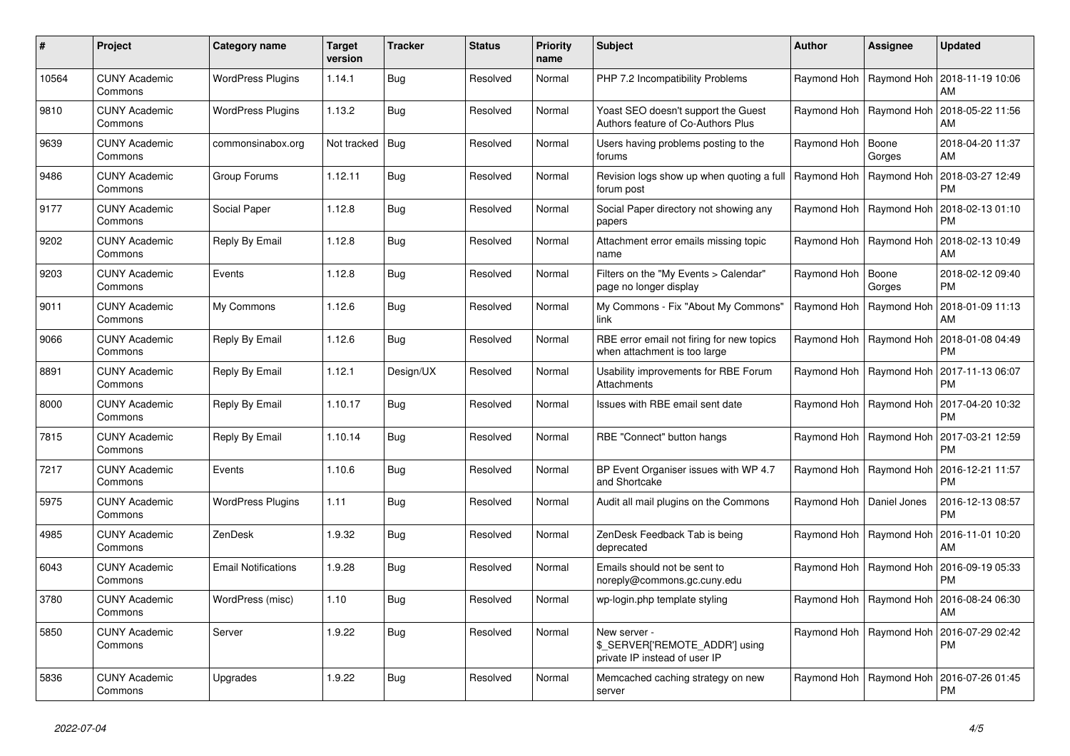| # | Project | Category name | Target version | Tracker | Status | Priority name | Subject | Author | Assignee | Updated |
|---|---|---|---|---|---|---|---|---|---|---|
| 10564 | CUNY Academic Commons | WordPress Plugins | 1.14.1 | Bug | Resolved | Normal | PHP 7.2 Incompatibility Problems | Raymond Hoh | Raymond Hoh | 2018-11-19 10:06 AM |
| 9810 | CUNY Academic Commons | WordPress Plugins | 1.13.2 | Bug | Resolved | Normal | Yoast SEO doesn't support the Guest Authors feature of Co-Authors Plus | Raymond Hoh | Raymond Hoh | 2018-05-22 11:56 AM |
| 9639 | CUNY Academic Commons | commonsinabox.org | Not tracked | Bug | Resolved | Normal | Users having problems posting to the forums | Raymond Hoh | Boone Gorges | 2018-04-20 11:37 AM |
| 9486 | CUNY Academic Commons | Group Forums | 1.12.11 | Bug | Resolved | Normal | Revision logs show up when quoting a full forum post | Raymond Hoh | Raymond Hoh | 2018-03-27 12:49 PM |
| 9177 | CUNY Academic Commons | Social Paper | 1.12.8 | Bug | Resolved | Normal | Social Paper directory not showing any papers | Raymond Hoh | Raymond Hoh | 2018-02-13 01:10 PM |
| 9202 | CUNY Academic Commons | Reply By Email | 1.12.8 | Bug | Resolved | Normal | Attachment error emails missing topic name | Raymond Hoh | Raymond Hoh | 2018-02-13 10:49 AM |
| 9203 | CUNY Academic Commons | Events | 1.12.8 | Bug | Resolved | Normal | Filters on the "My Events > Calendar" page no longer display | Raymond Hoh | Boone Gorges | 2018-02-12 09:40 PM |
| 9011 | CUNY Academic Commons | My Commons | 1.12.6 | Bug | Resolved | Normal | My Commons - Fix "About My Commons" link | Raymond Hoh | Raymond Hoh | 2018-01-09 11:13 AM |
| 9066 | CUNY Academic Commons | Reply By Email | 1.12.6 | Bug | Resolved | Normal | RBE error email not firing for new topics when attachment is too large | Raymond Hoh | Raymond Hoh | 2018-01-08 04:49 PM |
| 8891 | CUNY Academic Commons | Reply By Email | 1.12.1 | Design/UX | Resolved | Normal | Usability improvements for RBE Forum Attachments | Raymond Hoh | Raymond Hoh | 2017-11-13 06:07 PM |
| 8000 | CUNY Academic Commons | Reply By Email | 1.10.17 | Bug | Resolved | Normal | Issues with RBE email sent date | Raymond Hoh | Raymond Hoh | 2017-04-20 10:32 PM |
| 7815 | CUNY Academic Commons | Reply By Email | 1.10.14 | Bug | Resolved | Normal | RBE "Connect" button hangs | Raymond Hoh | Raymond Hoh | 2017-03-21 12:59 PM |
| 7217 | CUNY Academic Commons | Events | 1.10.6 | Bug | Resolved | Normal | BP Event Organiser issues with WP 4.7 and Shortcake | Raymond Hoh | Raymond Hoh | 2016-12-21 11:57 PM |
| 5975 | CUNY Academic Commons | WordPress Plugins | 1.11 | Bug | Resolved | Normal | Audit all mail plugins on the Commons | Raymond Hoh | Daniel Jones | 2016-12-13 08:57 PM |
| 4985 | CUNY Academic Commons | ZenDesk | 1.9.32 | Bug | Resolved | Normal | ZenDesk Feedback Tab is being deprecated | Raymond Hoh | Raymond Hoh | 2016-11-01 10:20 AM |
| 6043 | CUNY Academic Commons | Email Notifications | 1.9.28 | Bug | Resolved | Normal | Emails should not be sent to noreply@commons.gc.cuny.edu | Raymond Hoh | Raymond Hoh | 2016-09-19 05:33 PM |
| 3780 | CUNY Academic Commons | WordPress (misc) | 1.10 | Bug | Resolved | Normal | wp-login.php template styling | Raymond Hoh | Raymond Hoh | 2016-08-24 06:30 AM |
| 5850 | CUNY Academic Commons | Server | 1.9.22 | Bug | Resolved | Normal | New server - $_SERVER['REMOTE_ADDR'] using private IP instead of user IP | Raymond Hoh | Raymond Hoh | 2016-07-29 02:42 PM |
| 5836 | CUNY Academic Commons | Upgrades | 1.9.22 | Bug | Resolved | Normal | Memcached caching strategy on new server | Raymond Hoh | Raymond Hoh | 2016-07-26 01:45 PM |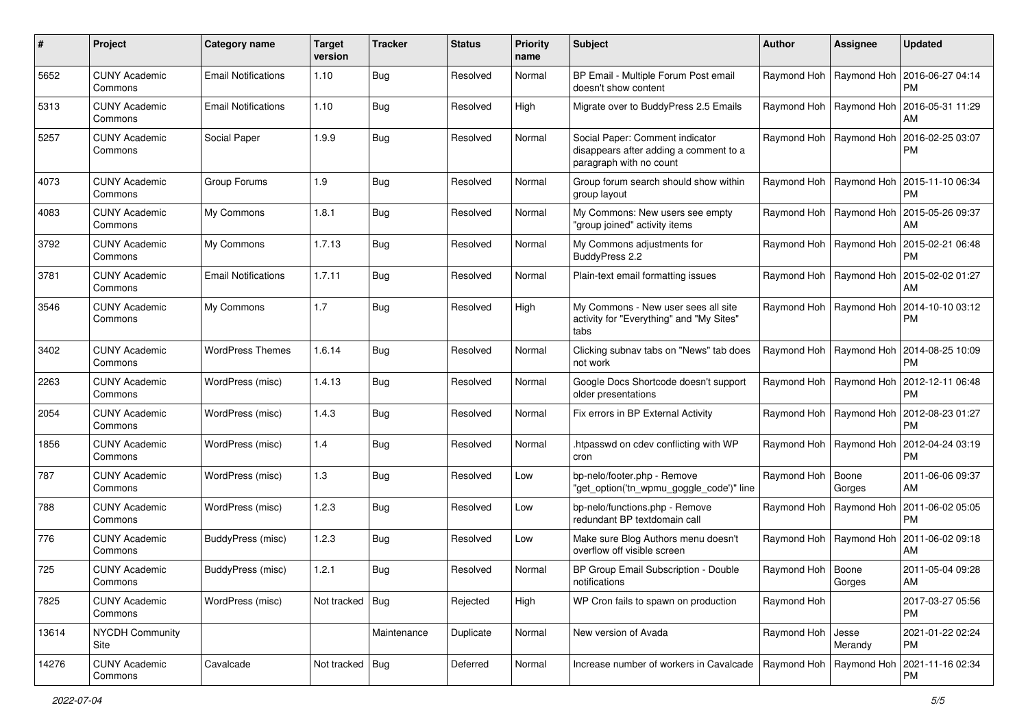| # | Project | Category name | Target version | Tracker | Status | Priority name | Subject | Author | Assignee | Updated |
|---|---|---|---|---|---|---|---|---|---|---|
| 5652 | CUNY Academic Commons | Email Notifications | 1.10 | Bug | Resolved | Normal | BP Email - Multiple Forum Post email doesn't show content | Raymond Hoh | Raymond Hoh | 2016-06-27 04:14 PM |
| 5313 | CUNY Academic Commons | Email Notifications | 1.10 | Bug | Resolved | High | Migrate over to BuddyPress 2.5 Emails | Raymond Hoh | Raymond Hoh | 2016-05-31 11:29 AM |
| 5257 | CUNY Academic Commons | Social Paper | 1.9.9 | Bug | Resolved | Normal | Social Paper: Comment indicator disappears after adding a comment to a paragraph with no count | Raymond Hoh | Raymond Hoh | 2016-02-25 03:07 PM |
| 4073 | CUNY Academic Commons | Group Forums | 1.9 | Bug | Resolved | Normal | Group forum search should show within group layout | Raymond Hoh | Raymond Hoh | 2015-11-10 06:34 PM |
| 4083 | CUNY Academic Commons | My Commons | 1.8.1 | Bug | Resolved | Normal | My Commons: New users see empty "group joined" activity items | Raymond Hoh | Raymond Hoh | 2015-05-26 09:37 AM |
| 3792 | CUNY Academic Commons | My Commons | 1.7.13 | Bug | Resolved | Normal | My Commons adjustments for BuddyPress 2.2 | Raymond Hoh | Raymond Hoh | 2015-02-21 06:48 PM |
| 3781 | CUNY Academic Commons | Email Notifications | 1.7.11 | Bug | Resolved | Normal | Plain-text email formatting issues | Raymond Hoh | Raymond Hoh | 2015-02-02 01:27 AM |
| 3546 | CUNY Academic Commons | My Commons | 1.7 | Bug | Resolved | High | My Commons - New user sees all site activity for "Everything" and "My Sites" tabs | Raymond Hoh | Raymond Hoh | 2014-10-10 03:12 PM |
| 3402 | CUNY Academic Commons | WordPress Themes | 1.6.14 | Bug | Resolved | Normal | Clicking subnav tabs on "News" tab does not work | Raymond Hoh | Raymond Hoh | 2014-08-25 10:09 PM |
| 2263 | CUNY Academic Commons | WordPress (misc) | 1.4.13 | Bug | Resolved | Normal | Google Docs Shortcode doesn't support older presentations | Raymond Hoh | Raymond Hoh | 2012-12-11 06:48 PM |
| 2054 | CUNY Academic Commons | WordPress (misc) | 1.4.3 | Bug | Resolved | Normal | Fix errors in BP External Activity | Raymond Hoh | Raymond Hoh | 2012-08-23 01:27 PM |
| 1856 | CUNY Academic Commons | WordPress (misc) | 1.4 | Bug | Resolved | Normal | .htpasswd on cdev conflicting with WP cron | Raymond Hoh | Raymond Hoh | 2012-04-24 03:19 PM |
| 787 | CUNY Academic Commons | WordPress (misc) | 1.3 | Bug | Resolved | Low | bp-nelo/footer.php - Remove "get_option('tn_wpmu_goggle_code')" line | Raymond Hoh | Boone Gorges | 2011-06-06 09:37 AM |
| 788 | CUNY Academic Commons | WordPress (misc) | 1.2.3 | Bug | Resolved | Low | bp-nelo/functions.php - Remove redundant BP textdomain call | Raymond Hoh | Raymond Hoh | 2011-06-02 05:05 PM |
| 776 | CUNY Academic Commons | BuddyPress (misc) | 1.2.3 | Bug | Resolved | Low | Make sure Blog Authors menu doesn't overflow off visible screen | Raymond Hoh | Raymond Hoh | 2011-06-02 09:18 AM |
| 725 | CUNY Academic Commons | BuddyPress (misc) | 1.2.1 | Bug | Resolved | Normal | BP Group Email Subscription - Double notifications | Raymond Hoh | Boone Gorges | 2011-05-04 09:28 AM |
| 7825 | CUNY Academic Commons | WordPress (misc) | Not tracked | Bug | Rejected | High | WP Cron fails to spawn on production | Raymond Hoh | | 2017-03-27 05:56 PM |
| 13614 | NYCDH Community Site | | | Maintenance | Duplicate | Normal | New version of Avada | Raymond Hoh | Jesse Merandy | 2021-01-22 02:24 PM |
| 14276 | CUNY Academic Commons | Cavalcade | Not tracked | Bug | Deferred | Normal | Increase number of workers in Cavalcade | Raymond Hoh | Raymond Hoh | 2021-11-16 02:34 PM |